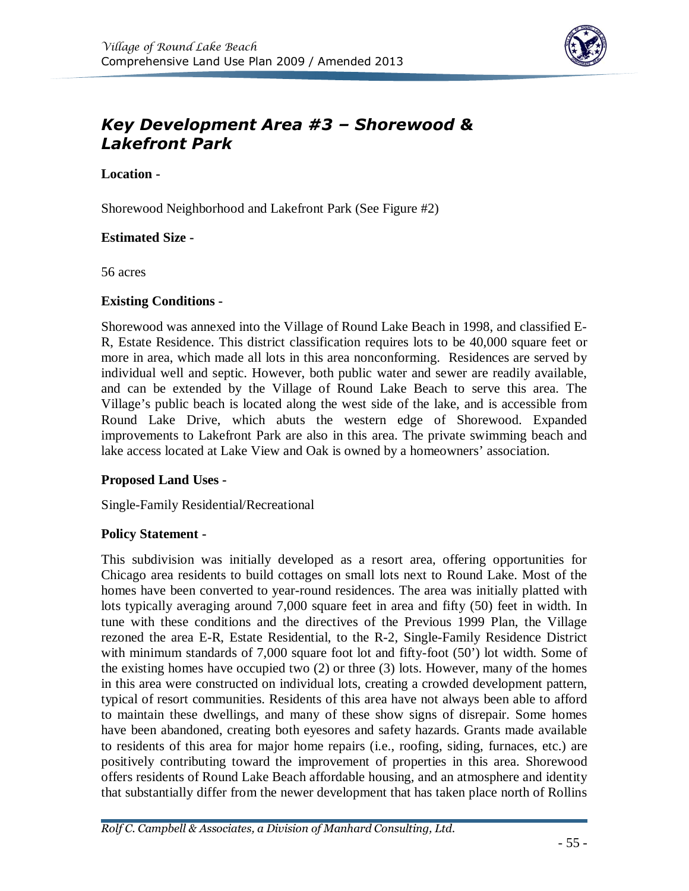## *Key Development Area #3 – Shorewood & Lakefront Park*

**Location -**

Shorewood Neighborhood and Lakefront Park (See Figure #2)

**Estimated Size -**

56 acres

**Existing Conditions -**

Shorewood was annexed into the Village of Round Lake Beach in 1998, and classified E-R, Estate Residence. This district classification requires lots to be 40,000 square feet or more in area, which made all lots in this area nonconforming. Residences are served by individual well and septic. However, both public water and sewer are readily available, and can be extended by the Village of Round Lake Beach to serve this area. The Village's public beach is located along the west side of the lake, and is accessible from Round Lake Drive, which abuts the western edge of Shorewood. Expanded improvements to Lakefront Park are also in this area. The private swimming beach and lake access located at Lake View and Oak is owned by a homeowners' association.

**Proposed Land Uses -**

Single-Family Residential/Recreational

**Policy Statement -**

This subdivision was initially developed as a resort area, offering opportunities for Chicago area residents to build cottages on small lots next to Round Lake. Most of the homes have been converted to year-round residences. The area was initially platted with lots typically averaging around 7,000 square feet in area and fifty (50) feet in width. In tune with these conditions and the directives of the Previous 1999 Plan, the Village rezoned the area E-R, Estate Residential, to the R-2, Single-Family Residence District with minimum standards of 7,000 square foot lot and fifty-foot (50') lot width. Some of the existing homes have occupied two (2) or three (3) lots. However, many of the homes in this area were constructed on individual lots, creating a crowded development pattern, typical of resort communities. Residents of this area have not always been able to afford to maintain these dwellings, and many of these show signs of disrepair. Some homes have been abandoned, creating both eyesores and safety hazards. Grants made available to residents of this area for major home repairs (i.e., roofing, siding, furnaces, etc.) are positively contributing toward the improvement of properties in this area. Shorewood offers residents of Round Lake Beach affordable housing, and an atmosphere and identity that substantially differ from the newer development that has taken place north of Rollins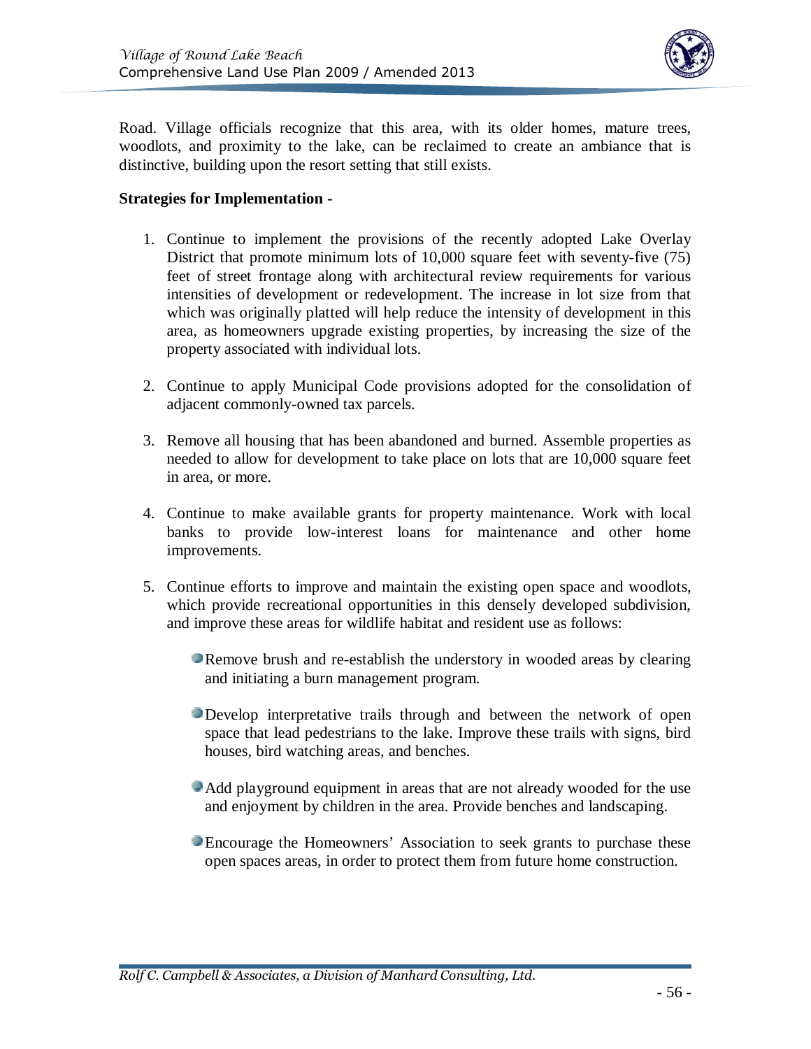Road. Village officials recognize that this area, with its older homes, mature trees, woodlots, and proximity to the lake, can be reclaimed to create an ambiance that is distinctive, building upon the resort setting that still exists.

**Strategies for Implementation -**

1. Continue to implement the provisions of the recently adopted Lake Overlay District that promote minimum lots of 10,000 square feet with seventy-five (75) feet of street frontage along with architectural review requirements for various intensities of development or redevelopment. The increase in lot size from that which was originally platted will help reduce the intensity of development in this area, as homeowners upgrade existing properties, by increasing the size of the property associated with individual lots.

2. Continue to apply Municipal Code provisions adopted for the consolidation of adjacent commonly-owned tax parcels.

3. Remove all housing that has been abandoned and burned. Assemble properties as needed to allow for development to take place on lots that are 10,000 square feet in area, or more.

4. Continue to make available grants for property maintenance. Work with local banks to provide low-interest loans for maintenance and other home improvements.

5. Continue efforts to improve and maintain the existing open space and woodlots, which provide recreational opportunities in this densely developed subdivision, and improve these areas for wildlife habitat and resident use as follows:

   - Remove brush and re-establish the understory in wooded areas by clearing and initiating a burn management program.

   - Develop interpretative trails through and between the network of open space that lead pedestrians to the lake. Improve these trails with signs, bird houses, bird watching areas, and benches.

   - Add playground equipment in areas that are not already wooded for the use and enjoyment by children in the area. Provide benches and landscaping.

   - Encourage the Homeowners' Association to seek grants to purchase these open spaces areas, in order to protect them from future home construction.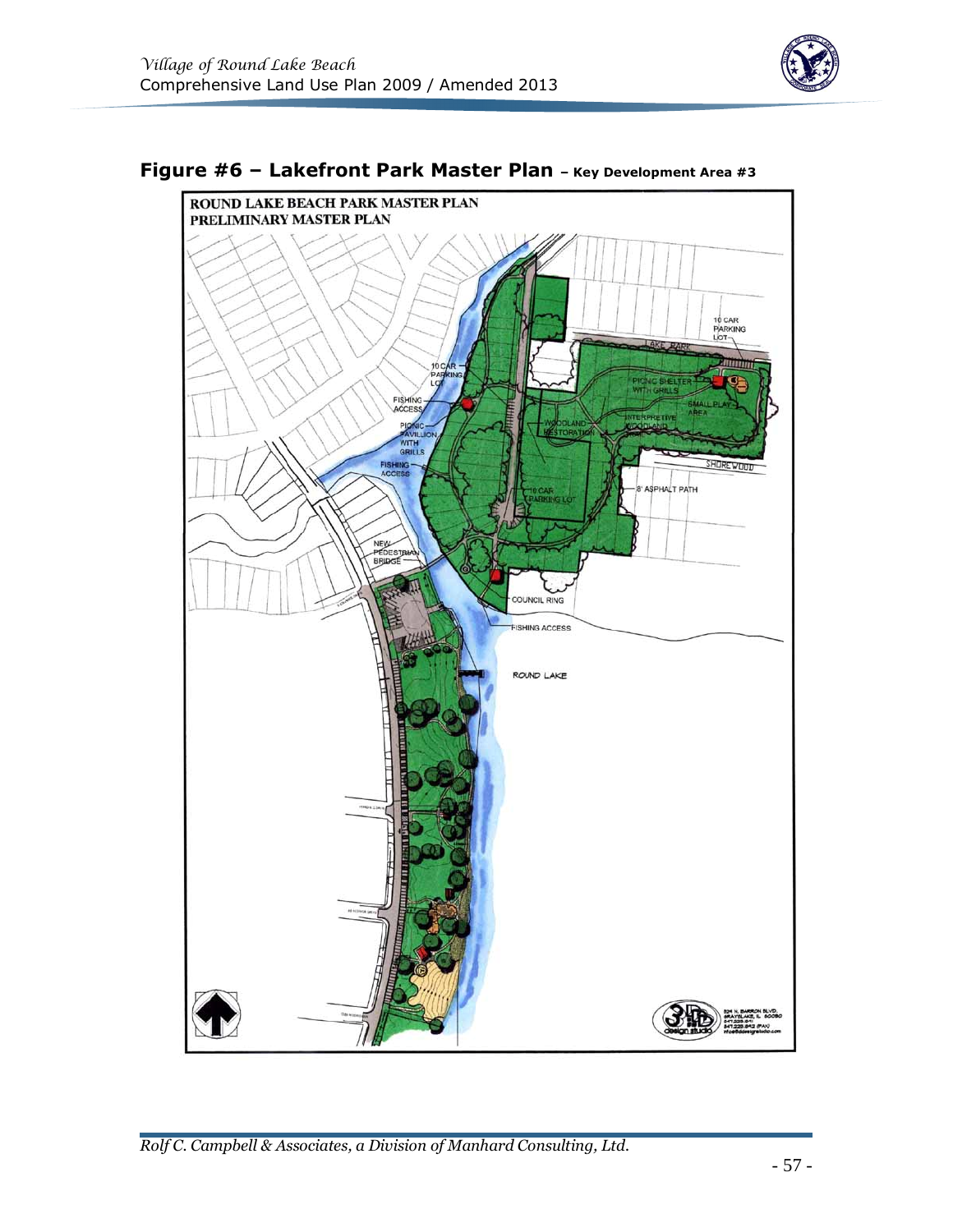## Figure #6 – Lakefront Park Master Plan – Key Development Area #3

ROUND LAKE BEACH PARK MASTER PLAN
PRELIMINARY MASTER PLAN

10 CAR PARKING LOT
LAKE PARK
PICNIC SHELTER WITH GRILLS
SMALL PLAY AREA
INTERPRETIVE WOODLAND
WOODLAND RESTORATION
10 CAR PARKING LOT
FISHING ACCESS
PICNIC PAVILLION WITH GRILLS
FISHING ACCESS
SHOREWOOD
10 CAR PARKING LOT
8' ASPHALT PATH
NEW PEDESTRIAN BRIDGE
COUNCIL RING
FISHING ACCESS
ROUND LAKE

3D design studio
524 N. BARRON BLVD.
GRAYSLAKE, IL 60030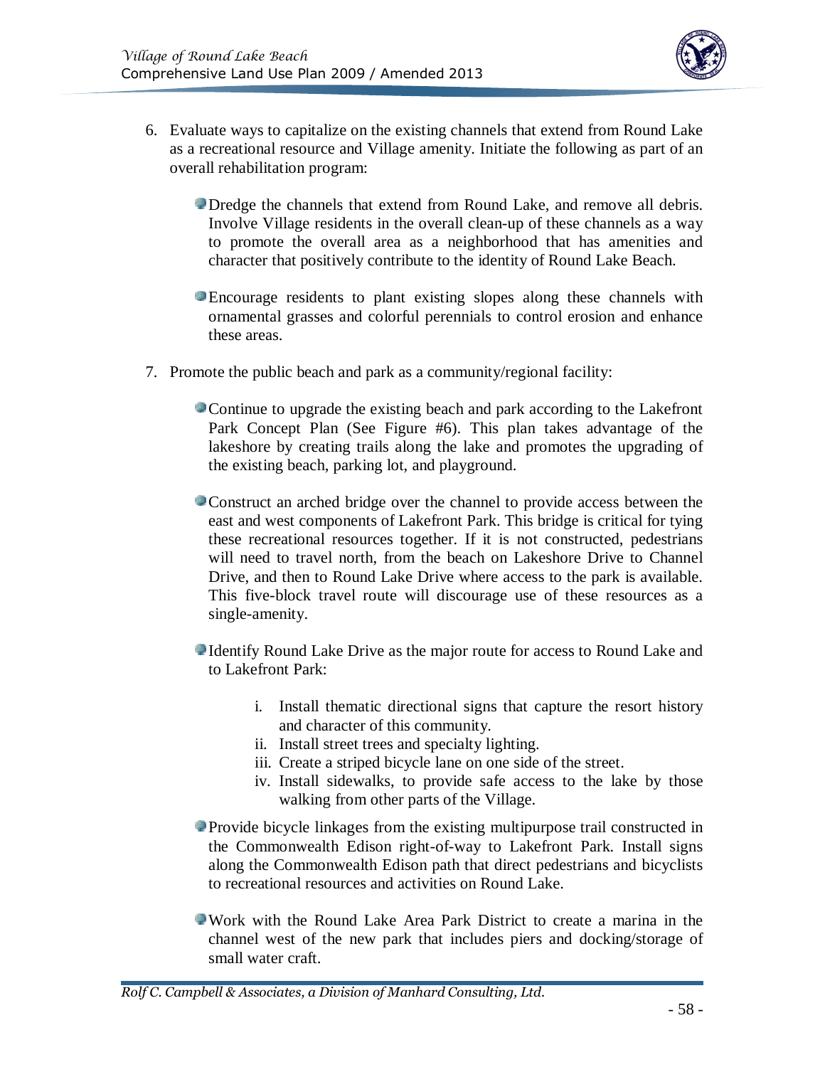6. Evaluate ways to capitalize on the existing channels that extend from Round Lake as a recreational resource and Village amenity. Initiate the following as part of an overall rehabilitation program:

    - Dredge the channels that extend from Round Lake, and remove all debris. Involve Village residents in the overall clean-up of these channels as a way to promote the overall area as a neighborhood that has amenities and character that positively contribute to the identity of Round Lake Beach.

    - Encourage residents to plant existing slopes along these channels with ornamental grasses and colorful perennials to control erosion and enhance these areas.

7. Promote the public beach and park as a community/regional facility:

    - Continue to upgrade the existing beach and park according to the Lakefront Park Concept Plan (See Figure #6). This plan takes advantage of the lakeshore by creating trails along the lake and promotes the upgrading of the existing beach, parking lot, and playground.

    - Construct an arched bridge over the channel to provide access between the east and west components of Lakefront Park. This bridge is critical for tying these recreational resources together. If it is not constructed, pedestrians will need to travel north, from the beach on Lakeshore Drive to Channel Drive, and then to Round Lake Drive where access to the park is available. This five-block travel route will discourage use of these resources as a single-amenity.

    - Identify Round Lake Drive as the major route for access to Round Lake and to Lakefront Park:

        i. Install thematic directional signs that capture the resort history and character of this community.
        ii. Install street trees and specialty lighting.
        iii. Create a striped bicycle lane on one side of the street.
        iv. Install sidewalks, to provide safe access to the lake by those walking from other parts of the Village.

    - Provide bicycle linkages from the existing multipurpose trail constructed in the Commonwealth Edison right-of-way to Lakefront Park. Install signs along the Commonwealth Edison path that direct pedestrians and bicyclists to recreational resources and activities on Round Lake.

    - Work with the Round Lake Area Park District to create a marina in the channel west of the new park that includes piers and docking/storage of small water craft.